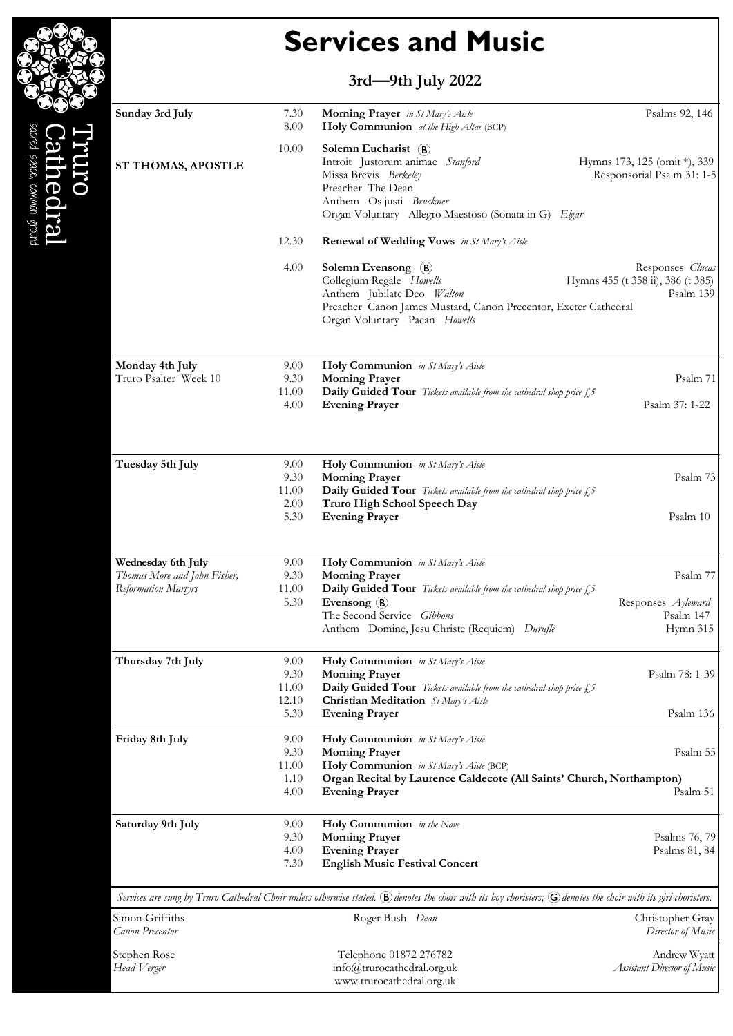# Services and Music

## 3rd—9th July 2022

Truro Cathedral
sacred space, common ground

| | | | |
|---|---|---|---|
| **Sunday 3rd July** | 7.30 | **Morning Prayer** *in St Mary's Aisle* | Psalms 92, 146 |
| | 8.00 | **Holy Communion** *at the High Altar* (BCP) | |
| **ST THOMAS, APOSTLE** | 10.00 | **Solemn Eucharist** (B)<br>Introit Justorum animae *Stanford*<br>Missa Brevis *Berkeley*<br>Preacher The Dean<br>Anthem Os justi *Bruckner*<br>Organ Voluntary Allegro Maestoso (Sonata in G) *Elgar* | Hymns 173, 125 (omit *), 339<br>Responsorial Psalm 31: 1-5 |
| | 12.30 | **Renewal of Wedding Vows** *in St Mary's Aisle* | |
| | 4.00 | **Solemn Evensong** (B)<br>Collegium Regale *Howells*<br>Anthem Jubilate Deo *Walton*<br>Preacher Canon James Mustard, Canon Precentor, Exeter Cathedral<br>Organ Voluntary Paean *Howells* | Responses *Clucas*<br>Hymns 455 (t 358 ii), 386 (t 385)<br>Psalm 139 |
| **Monday 4th July**<br>Truro Psalter Week 10 | 9.00 | **Holy Communion** *in St Mary's Aisle* | |
| | 9.30 | **Morning Prayer** | Psalm 71 |
| | 11.00 | **Daily Guided Tour** *Tickets available from the cathedral shop price £5* | |
| | 4.00 | **Evening Prayer** | Psalm 37: 1-22 |
| **Tuesday 5th July** | 9.00 | **Holy Communion** *in St Mary's Aisle* | |
| | 9.30 | **Morning Prayer** | Psalm 73 |
| | 11.00 | **Daily Guided Tour** *Tickets available from the cathedral shop price £5* | |
| | 2.00 | **Truro High School Speech Day** | |
| | 5.30 | **Evening Prayer** | Psalm 10 |
| **Wednesday 6th July**<br>*Thomas More and John Fisher, Reformation Martyrs* | 9.00 | **Holy Communion** *in St Mary's Aisle* | |
| | 9.30 | **Morning Prayer** | Psalm 77 |
| | 11.00 | **Daily Guided Tour** *Tickets available from the cathedral shop price £5* | |
| | 5.30 | **Evensong** (B)<br>The Second Service *Gibbons*<br>Anthem Domine, Jesu Christe (Requiem) *Duruflé* | Responses *Ayleward*<br>Psalm 147<br>Hymn 315 |
| **Thursday 7th July** | 9.00 | **Holy Communion** *in St Mary's Aisle* | |
| | 9.30 | **Morning Prayer** | Psalm 78: 1-39 |
| | 11.00 | **Daily Guided Tour** *Tickets available from the cathedral shop price £5* | |
| | 12.10 | **Christian Meditation** *St Mary's Aisle* | |
| | 5.30 | **Evening Prayer** | Psalm 136 |
| **Friday 8th July** | 9.00 | **Holy Communion** *in St Mary's Aisle* | |
| | 9.30 | **Morning Prayer** | Psalm 55 |
| | 11.00 | **Holy Communion** *in St Mary's Aisle* (BCP) | |
| | 1.10 | **Organ Recital by Laurence Caldecote (All Saints' Church, Northampton)** | |
| | 4.00 | **Evening Prayer** | Psalm 51 |
| **Saturday 9th July** | 9.00 | **Holy Communion** *in the Nave* | |
| | 9.30 | **Morning Prayer** | Psalms 76, 79 |
| | 4.00 | **Evening Prayer** | Psalms 81, 84 |
| | 7.30 | **English Music Festival Concert** | |

*Services are sung by Truro Cathedral Choir unless otherwise stated.* (B) *denotes the choir with its boy choristers;* (G) *denotes the choir with its girl choristers.*

Simon Griffiths
*Canon Precentor*

Roger Bush *Dean*

Christopher Gray
*Director of Music*

Stephen Rose
*Head Verger*

Telephone 01872 276782
info@trurocathedral.org.uk
www.trurocathedral.org.uk

Andrew Wyatt
*Assistant Director of Music*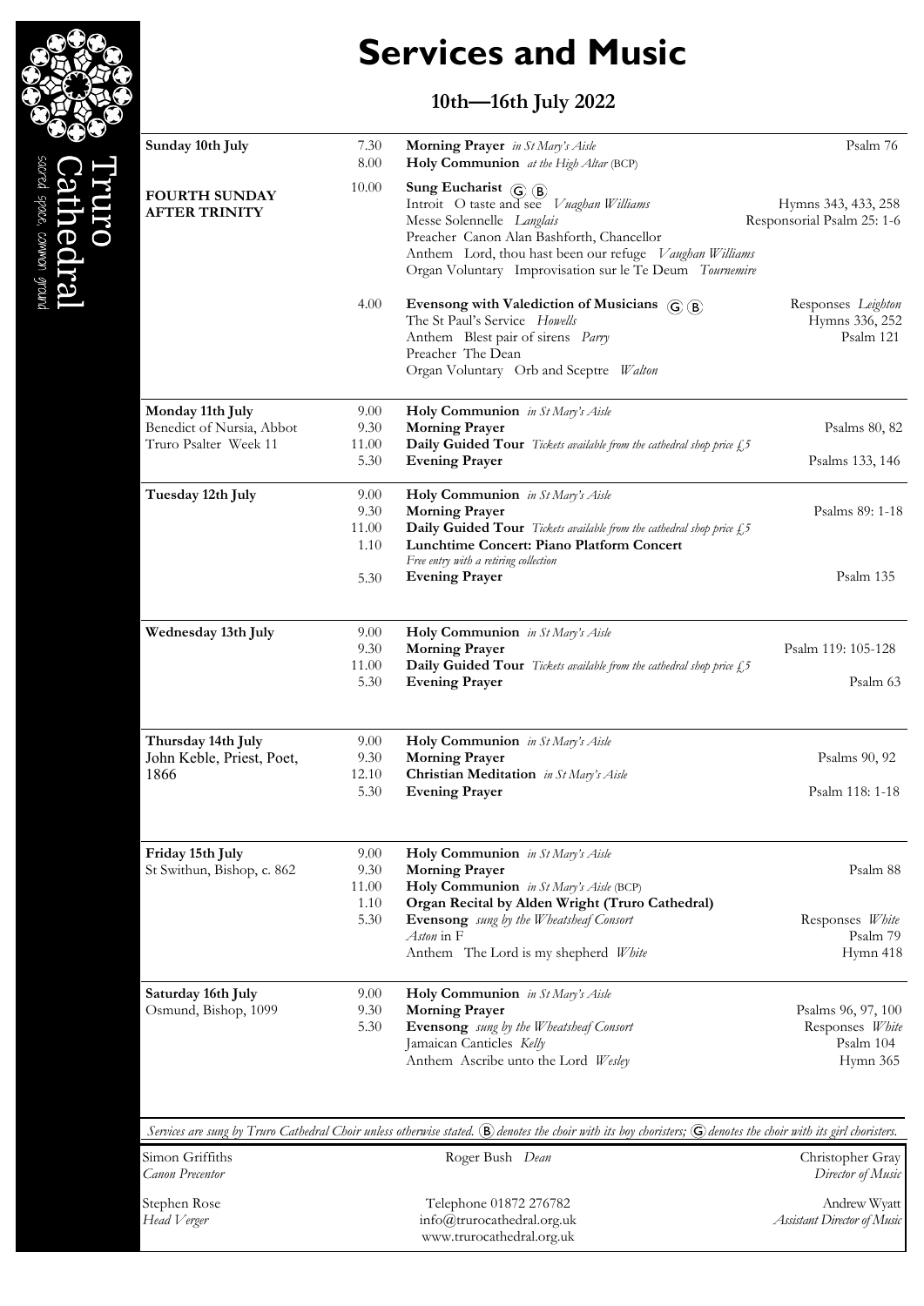# Services and Music

## 10th—16th July 2022

Truro Cathedral
*sacred space, common ground*

| | | | |
|---|---|---|---|
| **Sunday 10th July** | 7.30 | **Morning Prayer** *in St Mary's Aisle* | Psalm 76 |
| | 8.00 | **Holy Communion** *at the High Altar* (BCP) | |
| **FOURTH SUNDAY AFTER TRINITY** | 10.00 | **Sung Eucharist** (G) (B)<br>Introit O taste and see *Vaughan Williams*<br>Messe Solennelle *Langlais*<br>Preacher Canon Alan Bashforth, Chancellor<br>Anthem Lord, thou hast been our refuge *Vaughan Williams*<br>Organ Voluntary Improvisation sur le Te Deum *Tournemire* | Hymns 343, 433, 258<br>Responsorial Psalm 25: 1-6 |
| | 4.00 | **Evensong with Valediction of Musicians** (G) (B)<br>The St Paul's Service *Howells*<br>Anthem Blest pair of sirens *Parry*<br>Preacher The Dean<br>Organ Voluntary Orb and Sceptre *Walton* | Responses *Leighton*<br>Hymns 336, 252<br>Psalm 121 |
| **Monday 11th July**<br>Benedict of Nursia, Abbot<br>Truro Psalter Week 11 | 9.00 | **Holy Communion** *in St Mary's Aisle* | |
| | 9.30 | **Morning Prayer** | Psalms 80, 82 |
| | 11.00 | **Daily Guided Tour** *Tickets available from the cathedral shop price £5* | |
| | 5.30 | **Evening Prayer** | Psalms 133, 146 |
| **Tuesday 12th July** | 9.00 | **Holy Communion** *in St Mary's Aisle* | |
| | 9.30 | **Morning Prayer** | Psalms 89: 1-18 |
| | 11.00 | **Daily Guided Tour** *Tickets available from the cathedral shop price £5* | |
| | 1.10 | **Lunchtime Concert: Piano Platform Concert**<br>*Free entry with a retiring collection* | |
| | 5.30 | **Evening Prayer** | Psalm 135 |
| **Wednesday 13th July** | 9.00 | **Holy Communion** *in St Mary's Aisle* | |
| | 9.30 | **Morning Prayer** | Psalm 119: 105-128 |
| | 11.00 | **Daily Guided Tour** *Tickets available from the cathedral shop price £5* | |
| | 5.30 | **Evening Prayer** | Psalm 63 |
| **Thursday 14th July**<br>John Keble, Priest, Poet, 1866 | 9.00 | **Holy Communion** *in St Mary's Aisle* | |
| | 9.30 | **Morning Prayer** | Psalms 90, 92 |
| | 12.10 | **Christian Meditation** *in St Mary's Aisle* | |
| | 5.30 | **Evening Prayer** | Psalm 118: 1-18 |
| **Friday 15th July**<br>St Swithun, Bishop, c. 862 | 9.00 | **Holy Communion** *in St Mary's Aisle* | |
| | 9.30 | **Morning Prayer** | Psalm 88 |
| | 11.00 | **Holy Communion** *in St Mary's Aisle* (BCP) | |
| | 1.10 | **Organ Recital by Alden Wright (Truro Cathedral)** | |
| | 5.30 | **Evensong** *sung by the Wheatsheaf Consort*<br>*Aston* in F<br>Anthem The Lord is my shepherd *White* | Responses *White*<br>Psalm 79<br>Hymn 418 |
| **Saturday 16th July**<br>Osmund, Bishop, 1099 | 9.00 | **Holy Communion** *in St Mary's Aisle* | |
| | 9.30 | **Morning Prayer** | Psalms 96, 97, 100 |
| | 5.30 | **Evensong** *sung by the Wheatsheaf Consort*<br>Jamaican Canticles *Kelly*<br>Anthem Ascribe unto the Lord *Wesley* | Responses *White*<br>Psalm 104<br>Hymn 365 |

*Services are sung by Truro Cathedral Choir unless otherwise stated. (B) denotes the choir with its boy choristers; (G) denotes the choir with its girl choristers.*

Simon Griffiths
*Canon Precentor*

Roger Bush *Dean*

Christopher Gray
*Director of Music*

Stephen Rose
*Head Verger*

Telephone 01872 276782
info@trurocathedral.org.uk
www.trurocathedral.org.uk

Andrew Wyatt
*Assistant Director of Music*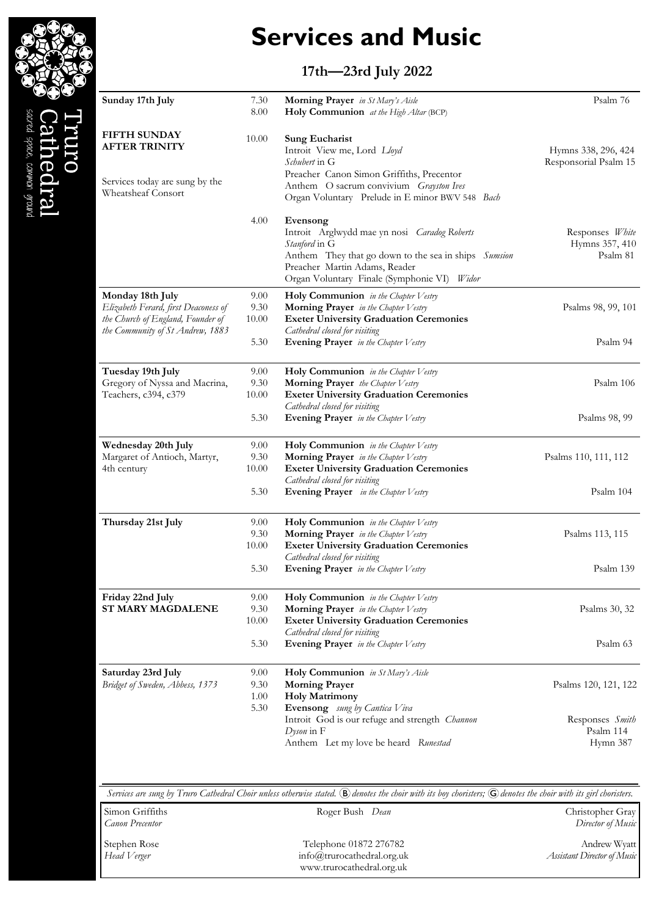# Services and Music

## 17th—23rd July 2022

Truro Cathedral
*sacred space, common ground*

| | | | |
|---|---|---|---|
| **Sunday 17th July** | 7.30 | **Morning Prayer** *in St Mary's Aisle* | Psalm 76 |
| | 8.00 | **Holy Communion** *at the High Altar* (BCP) | |
| **FIFTH SUNDAY AFTER TRINITY** | 10.00 | **Sung Eucharist** | |
| | | Introit View me, Lord *Lloyd* | Hymns 338, 296, 424 |
| | | *Schubert* in G | Responsorial Psalm 15 |
| Services today are sung by the Wheatsheaf Consort | | Preacher Canon Simon Griffiths, Precentor | |
| | | Anthem O sacrum convivium *Grayston Ives* | |
| | | Organ Voluntary Prelude in E minor BWV 548 *Bach* | |
| | 4.00 | **Evensong** | |
| | | Introit Arglwydd mae yn nosi *Caradog Roberts* | Responses *White* |
| | | *Stanford* in G | Hymns 357, 410 |
| | | Anthem They that go down to the sea in ships *Sumsion* | Psalm 81 |
| | | Preacher Martin Adams, Reader | |
| | | Organ Voluntary Finale (Symphonie VI) *Widor* | |
| **Monday 18th July** | 9.00 | **Holy Communion** *in the Chapter Vestry* | |
| *Elizabeth Ferard, first Deaconess of the Church of England, Founder of the Community of St Andrew, 1883* | 9.30 | **Morning Prayer** *in the Chapter Vestry* | Psalms 98, 99, 101 |
| | 10.00 | **Exeter University Graduation Ceremonies** *Cathedral closed for visiting* | |
| | 5.30 | **Evening Prayer** *in the Chapter Vestry* | Psalm 94 |
| **Tuesday 19th July** | 9.00 | **Holy Communion** *in the Chapter Vestry* | |
| Gregory of Nyssa and Macrina, Teachers, c394, c379 | 9.30 | **Morning Prayer** *the Chapter Vestry* | Psalm 106 |
| | 10.00 | **Exeter University Graduation Ceremonies** *Cathedral closed for visiting* | |
| | 5.30 | **Evening Prayer** *in the Chapter Vestry* | Psalms 98, 99 |
| **Wednesday 20th July** | 9.00 | **Holy Communion** *in the Chapter Vestry* | |
| Margaret of Antioch, Martyr, 4th century | 9.30 | **Morning Prayer** *in the Chapter Vestry* | Psalms 110, 111, 112 |
| | 10.00 | **Exeter University Graduation Ceremonies** *Cathedral closed for visiting* | |
| | 5.30 | **Evening Prayer** *in the Chapter Vestry* | Psalm 104 |
| **Thursday 21st July** | 9.00 | **Holy Communion** *in the Chapter Vestry* | |
| | 9.30 | **Morning Prayer** *in the Chapter Vestry* | Psalms 113, 115 |
| | 10.00 | **Exeter University Graduation Ceremonies** *Cathedral closed for visiting* | |
| | 5.30 | **Evening Prayer** *in the Chapter Vestry* | Psalm 139 |
| **Friday 22nd July** | 9.00 | **Holy Communion** *in the Chapter Vestry* | |
| **ST MARY MAGDALENE** | 9.30 | **Morning Prayer** *in the Chapter Vestry* | Psalms 30, 32 |
| | 10.00 | **Exeter University Graduation Ceremonies** *Cathedral closed for visiting* | |
| | 5.30 | **Evening Prayer** *in the Chapter Vestry* | Psalm 63 |
| **Saturday 23rd July** | 9.00 | **Holy Communion** *in St Mary's Aisle* | |
| *Bridget of Sweden, Abbess, 1373* | 9.30 | **Morning Prayer** | Psalms 120, 121, 122 |
| | 1.00 | **Holy Matrimony** | |
| | 5.30 | **Evensong** *sung by Cantica Viva* | |
| | | Introit God is our refuge and strength *Channon* | Responses *Smith* |
| | | *Dyson* in F | Psalm 114 |
| | | Anthem Let my love be heard *Runestad* | Hymn 387 |

*Services are sung by Truro Cathedral Choir unless otherwise stated. (B) denotes the choir with its boy choristers; (G) denotes the choir with its girl choristers.*

| | | |
|---|---|---|
| Simon Griffiths *Canon Precentor* | Roger Bush *Dean* | Christopher Gray *Director of Music* |
| Stephen Rose *Head Verger* | Telephone 01872 276782 info@trurocathedral.org.uk www.trurocathedral.org.uk | Andrew Wyatt *Assistant Director of Music* |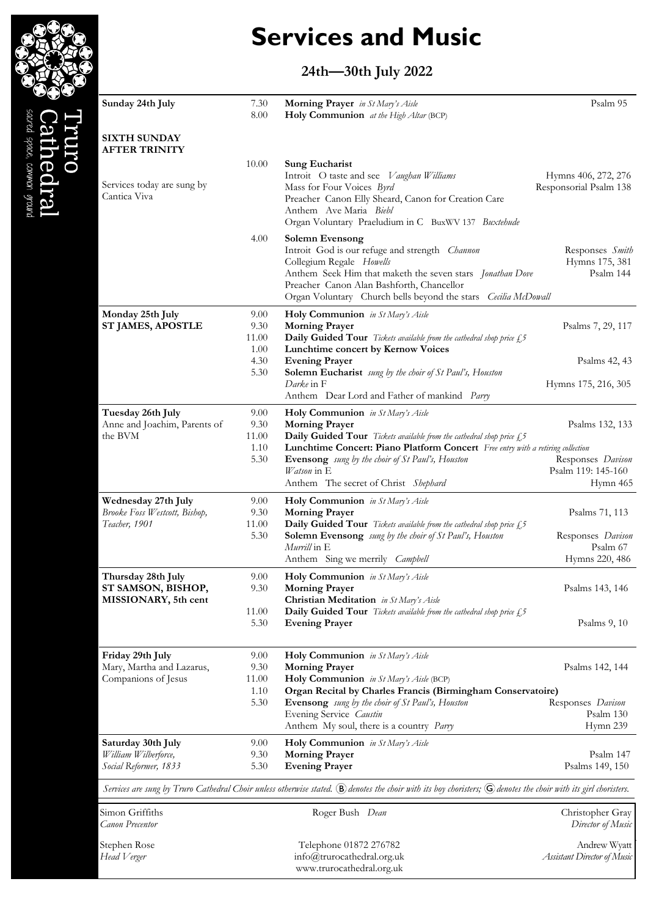Truro Cathedral
*sacred space, common ground*

# Services and Music

## 24th—30th July 2022

| | | | |
|---|---|---|---|
| **Sunday 24th July** | 7.30 | **Morning Prayer** *in St Mary's Aisle* | Psalm 95 |
| | 8.00 | **Holy Communion** *at the High Altar* (BCP) | |
| **SIXTH SUNDAY AFTER TRINITY** | | | |
| Services today are sung by Cantica Viva | 10.00 | **Sung Eucharist**<br>Introit O taste and see *Vaughan Williams*<br>Mass for Four Voices *Byrd*<br>Preacher Canon Elly Sheard, Canon for Creation Care<br>Anthem Ave Maria *Biebl*<br>Organ Voluntary Praeludium in C BuxWV 137 *Buxtehude* | Hymns 406, 272, 276<br>Responsorial Psalm 138 |
| | 4.00 | **Solemn Evensong**<br>Introit God is our refuge and strength *Channon*<br>Collegium Regale *Howells*<br>Anthem Seek Him that maketh the seven stars *Jonathan Dove*<br>Preacher Canon Alan Bashforth, Chancellor<br>Organ Voluntary Church bells beyond the stars *Cecilia McDowall* | Responses *Smith*<br>Hymns 175, 381<br>Psalm 144 |
| **Monday 25th July**<br>**ST JAMES, APOSTLE** | 9.00 | **Holy Communion** *in St Mary's Aisle* | |
| | 9.30 | **Morning Prayer** | Psalms 7, 29, 117 |
| | 11.00 | **Daily Guided Tour** *Tickets available from the cathedral shop price £5* | |
| | 1.00 | **Lunchtime concert by Kernow Voices** | |
| | 4.30 | **Evening Prayer** | Psalms 42, 43 |
| | 5.30 | **Solemn Eucharist** *sung by the choir of St Paul's, Houston*<br>*Darke* in F<br>Anthem Dear Lord and Father of mankind *Parry* | Hymns 175, 216, 305 |
| **Tuesday 26th July**<br>Anne and Joachim, Parents of the BVM | 9.00 | **Holy Communion** *in St Mary's Aisle* | |
| | 9.30 | **Morning Prayer** | Psalms 132, 133 |
| | 11.00 | **Daily Guided Tour** *Tickets available from the cathedral shop price £5* | |
| | 1.10 | **Lunchtime Concert: Piano Platform Concert** *Free entry with a retiring collection* | |
| | 5.30 | **Evensong** *sung by the choir of St Paul's, Houston*<br>*Watson* in E<br>Anthem The secret of Christ *Shephard* | Responses *Davison*<br>Psalm 119: 145-160<br>Hymn 465 |
| **Wednesday 27th July**<br>*Brooke Foss Westcott, Bishop, Teacher, 1901* | 9.00 | **Holy Communion** *in St Mary's Aisle* | |
| | 9.30 | **Morning Prayer** | Psalms 71, 113 |
| | 11.00 | **Daily Guided Tour** *Tickets available from the cathedral shop price £5* | |
| | 5.30 | **Solemn Evensong** *sung by the choir of St Paul's, Houston*<br>*Murrill* in E<br>Anthem Sing we merrily *Campbell* | Responses *Davison*<br>Psalm 67<br>Hymns 220, 486 |
| **Thursday 28th July**<br>**ST SAMSON, BISHOP, MISSIONARY, 5th cent** | 9.00 | **Holy Communion** *in St Mary's Aisle* | |
| | 9.30 | **Morning Prayer**<br>**Christian Meditation** *in St Mary's Aisle* | Psalms 143, 146 |
| | 11.00 | **Daily Guided Tour** *Tickets available from the cathedral shop price £5* | |
| | 5.30 | **Evening Prayer** | Psalms 9, 10 |
| **Friday 29th July**<br>Mary, Martha and Lazarus, Companions of Jesus | 9.00 | **Holy Communion** *in St Mary's Aisle* | |
| | 9.30 | **Morning Prayer** | Psalms 142, 144 |
| | 11.00 | **Holy Communion** *in St Mary's Aisle* (BCP) | |
| | 1.10 | **Organ Recital by Charles Francis (Birmingham Conservatoire)** | |
| | 5.30 | **Evensong** *sung by the choir of St Paul's, Houston*<br>Evening Service *Caustin*<br>Anthem My soul, there is a country *Parry* | Responses *Davison*<br>Psalm 130<br>Hymn 239 |
| **Saturday 30th July**<br>*William Wilberforce, Social Reformer, 1833* | 9.00 | **Holy Communion** *in St Mary's Aisle* | |
| | 9.30 | **Morning Prayer** | Psalm 147 |
| | 5.30 | **Evening Prayer** | Psalms 149, 150 |

*Services are sung by Truro Cathedral Choir unless otherwise stated. (B) denotes the choir with its boy choristers; (G) denotes the choir with its girl choristers.*

Simon Griffiths
*Canon Precentor*

Roger Bush *Dean*

Christopher Gray
*Director of Music*

Stephen Rose
*Head Verger*

Telephone 01872 276782
info@trurocathedral.org.uk
www.trurocathedral.org.uk

Andrew Wyatt
*Assistant Director of Music*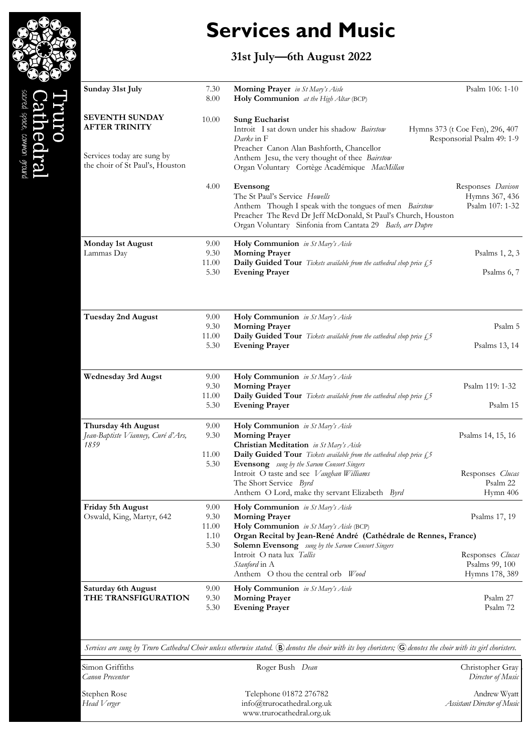# Services and Music

## 31st July—6th August 2022

Truro Cathedral
sacred space, common ground

| | | | |
|---|---|---|---|
| **Sunday 31st July** | 7.30 | **Morning Prayer** *in St Mary's Aisle* | Psalm 106: 1-10 |
| | 8.00 | **Holy Communion** *at the High Altar* (BCP) | |
| **SEVENTH SUNDAY AFTER TRINITY**<br><br>Services today are sung by the choir of St Paul's, Houston | 10.00 | **Sung Eucharist**<br>Introit I sat down under his shadow *Bairstow*<br>*Darke* in F<br>Preacher Canon Alan Bashforth, Chancellor<br>Anthem Jesu, the very thought of thee *Bairstow*<br>Organ Voluntary Cortège Académique *MacMillan* | Hymns 373 (t Coe Fen), 296, 407<br>Responsorial Psalm 49: 1-9 |
| | 4.00 | **Evensong**<br>The St Paul's Service *Howells*<br>Anthem Though I speak with the tongues of men *Bairstow*<br>Preacher The Revd Dr Jeff McDonald, St Paul's Church, Houston<br>Organ Voluntary Sinfonia from Cantata 29 *Bach, arr Dupre* | Responses *Davison*<br>Hymns 367, 436<br>Psalm 107: 1-32 |
| **Monday 1st August**<br>Lammas Day | 9.00 | **Holy Communion** *in St Mary's Aisle* | |
| | 9.30 | **Morning Prayer** | Psalms 1, 2, 3 |
| | 11.00 | **Daily Guided Tour** *Tickets available from the cathedral shop price £5* | |
| | 5.30 | **Evening Prayer** | Psalms 6, 7 |
| **Tuesday 2nd August** | 9.00 | **Holy Communion** *in St Mary's Aisle* | |
| | 9.30 | **Morning Prayer** | Psalm 5 |
| | 11.00 | **Daily Guided Tour** *Tickets available from the cathedral shop price £5* | |
| | 5.30 | **Evening Prayer** | Psalms 13, 14 |
| **Wednesday 3rd Augst** | 9.00 | **Holy Communion** *in St Mary's Aisle* | |
| | 9.30 | **Morning Prayer** | Psalm 119: 1-32 |
| | 11.00 | **Daily Guided Tour** *Tickets available from the cathedral shop price £5* | |
| | 5.30 | **Evening Prayer** | Psalm 15 |
| **Thursday 4th August**<br>*Jean-Baptiste Vianney, Curé d'Ars, 1859* | 9.00 | **Holy Communion** *in St Mary's Aisle* | |
| | 9.30 | **Morning Prayer**<br>**Christian Meditation** *in St Mary's Aisle* | Psalms 14, 15, 16 |
| | 11.00 | **Daily Guided Tour** *Tickets available from the cathedral shop price £5* | |
| | 5.30 | **Evensong** *sung by the Sarum Consort Singers*<br>Introit O taste and see *Vaughan Williams*<br>The Short Service *Byrd*<br>Anthem O Lord, make thy servant Elizabeth *Byrd* | Responses *Clucas*<br>Psalm 22<br>Hymn 406 |
| **Friday 5th August**<br>Oswald, King, Martyr, 642 | 9.00 | **Holy Communion** *in St Mary's Aisle* | |
| | 9.30 | **Morning Prayer** | Psalms 17, 19 |
| | 11.00 | **Holy Communion** *in St Mary's Aisle* (BCP) | |
| | 1.10 | **Organ Recital by Jean-René André (Cathédrale de Rennes, France)** | |
| | 5.30 | **Solemn Evensong** *sung by the Sarum Consort Singers*<br>Introit O nata lux *Tallis*<br>*Stanford* in A<br>Anthem O thou the central orb *Wood* | Responses *Clucas*<br>Psalms 99, 100<br>Hymns 178, 389 |
| **Saturday 6th August**<br>**THE TRANSFIGURATION** | 9.00 | **Holy Communion** *in St Mary's Aisle* | |
| | 9.30 | **Morning Prayer** | Psalm 27 |
| | 5.30 | **Evening Prayer** | Psalm 72 |

*Services are sung by Truro Cathedral Choir unless otherwise stated. (B) denotes the choir with its boy choristers; (G) denotes the choir with its girl choristers.*

| | | |
|---|---|---|
| Simon Griffiths<br>*Canon Precentor* | Roger Bush *Dean* | Christopher Gray<br>*Director of Music* |
| Stephen Rose<br>*Head Verger* | Telephone 01872 276782<br>info@trurocathedral.org.uk<br>www.trurocathedral.org.uk | Andrew Wyatt<br>*Assistant Director of Music* |